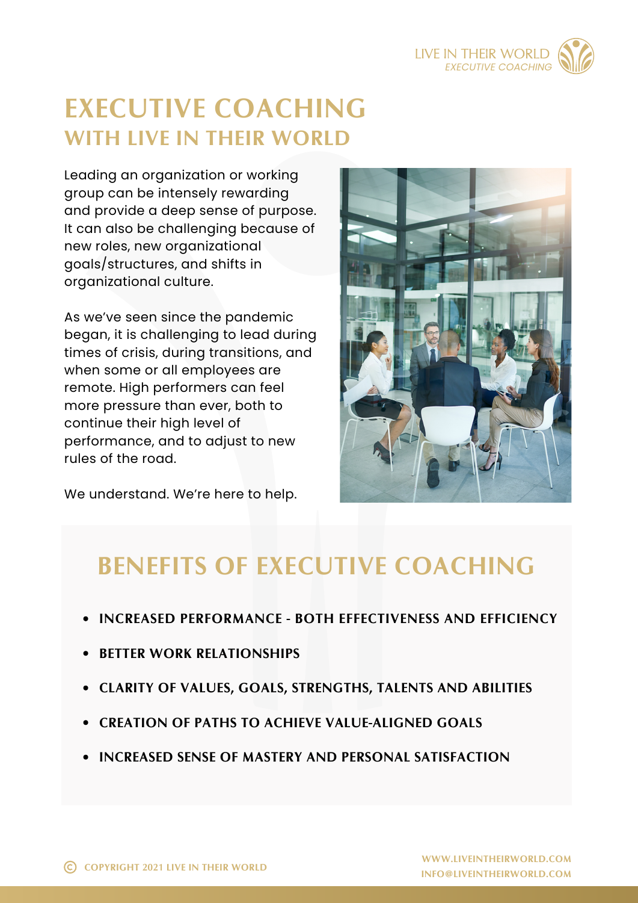# EXECUTIVE COACHING
## WITH LIVE IN THEIR WORLD

Leading an organization or working group can be intensely rewarding and provide a deep sense of purpose. It can also be challenging because of new roles, new organizational goals/structures, and shifts in organizational culture.

As we've seen since the pandemic began, it is challenging to lead during times of crisis, during transitions, and when some or all employees are remote. High performers can feel more pressure than ever, both to continue their high level of performance, and to adjust to new rules of the road.

We understand. We're here to help.

## BENEFITS OF EXECUTIVE COACHING

- **INCREASED PERFORMANCE - BOTH EFFECTIVENESS AND EFFICIENCY**
- **BETTER WORK RELATIONSHIPS**
- **CLARITY OF VALUES, GOALS, STRENGTHS, TALENTS AND ABILITIES**
- **CREATION OF PATHS TO ACHIEVE VALUE-ALIGNED GOALS**
- **INCREASED SENSE OF MASTERY AND PERSONAL SATISFACTION**

© COPYRIGHT 2021 LIVE IN THEIR WORLD

WWW.LIVEINTHEIRWORLD.COM
INFO@LIVEINTHEIRWORLD.COM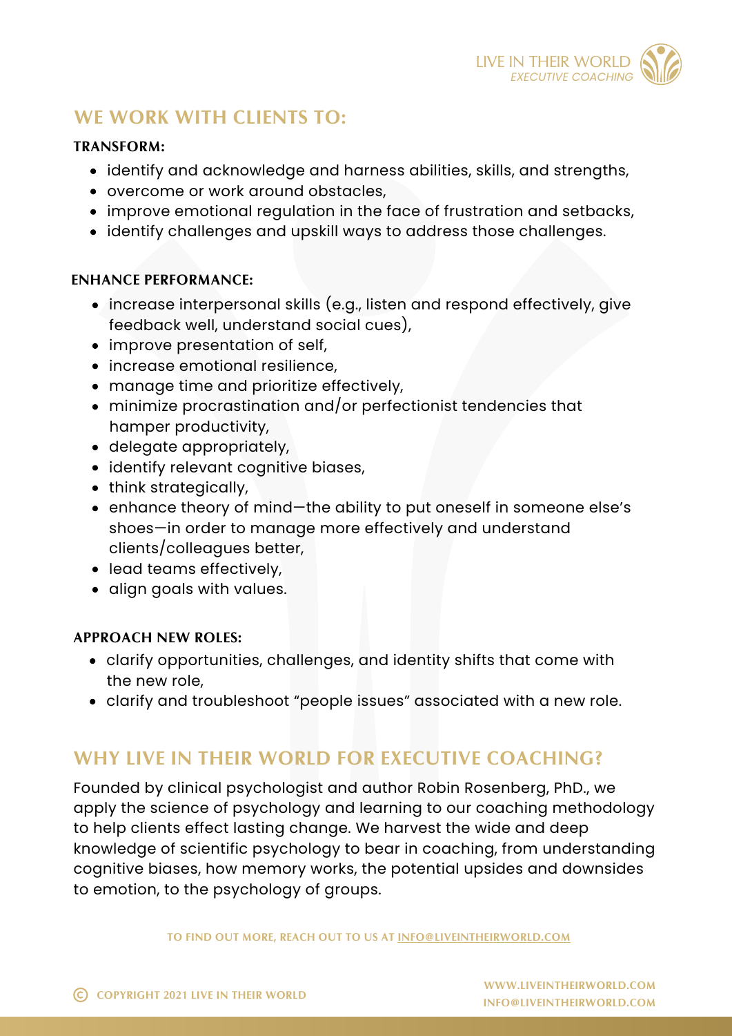## WE WORK WITH CLIENTS TO:

**TRANSFORM:**

- identify and acknowledge and harness abilities, skills, and strengths,
- overcome or work around obstacles,
- improve emotional regulation in the face of frustration and setbacks,
- identify challenges and upskill ways to address those challenges.

**ENHANCE PERFORMANCE:**

- increase interpersonal skills (e.g., listen and respond effectively, give feedback well, understand social cues),
- improve presentation of self,
- increase emotional resilience,
- manage time and prioritize effectively,
- minimize procrastination and/or perfectionist tendencies that hamper productivity,
- delegate appropriately,
- identify relevant cognitive biases,
- think strategically,
- enhance theory of mind—the ability to put oneself in someone else's shoes—in order to manage more effectively and understand clients/colleagues better,
- lead teams effectively,
- align goals with values.

**APPROACH NEW ROLES:**

- clarify opportunities, challenges, and identity shifts that come with the new role,
- clarify and troubleshoot "people issues" associated with a new role.

## WHY LIVE IN THEIR WORLD FOR EXECUTIVE COACHING?

Founded by clinical psychologist and author Robin Rosenberg, PhD., we apply the science of psychology and learning to our coaching methodology to help clients effect lasting change. We harvest the wide and deep knowledge of scientific psychology to bear in coaching, from understanding cognitive biases, how memory works, the potential upsides and downsides to emotion, to the psychology of groups.

TO FIND OUT MORE, REACH OUT TO US AT INFO@LIVEINTHEIRWORLD.COM

© COPYRIGHT 2021 LIVE IN THEIR WORLD

WWW.LIVEINTHEIRWORLD.COM
INFO@LIVEINTHEIRWORLD.COM